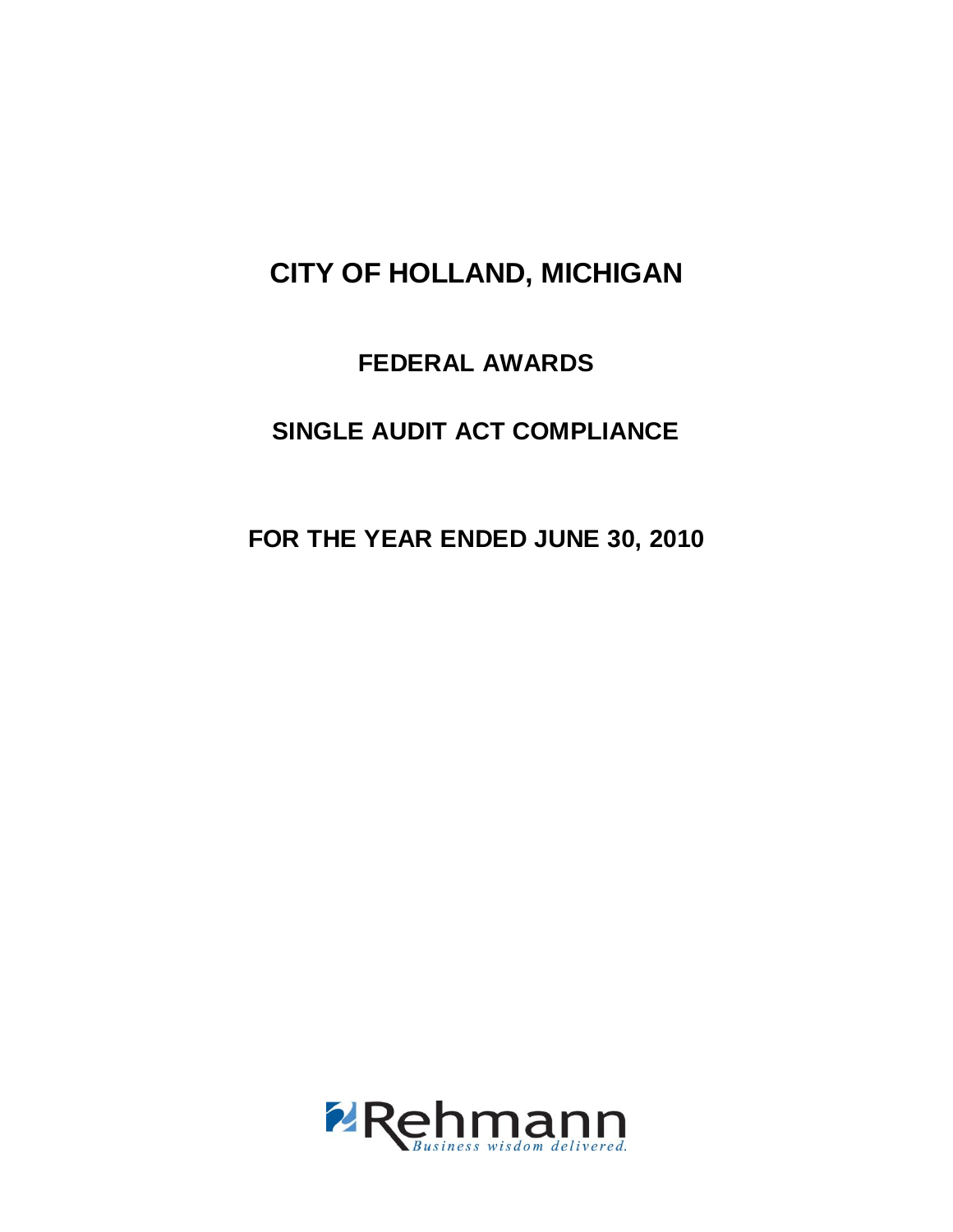# CITY OF HOLLAND, MICHIGAN

## FEDERAL AWARDS

## SINGLE AUDIT ACT COMPLIANCE

## FOR THE YEAR ENDED JUNE 30, 2010

Rehmann
*Business wisdom delivered.*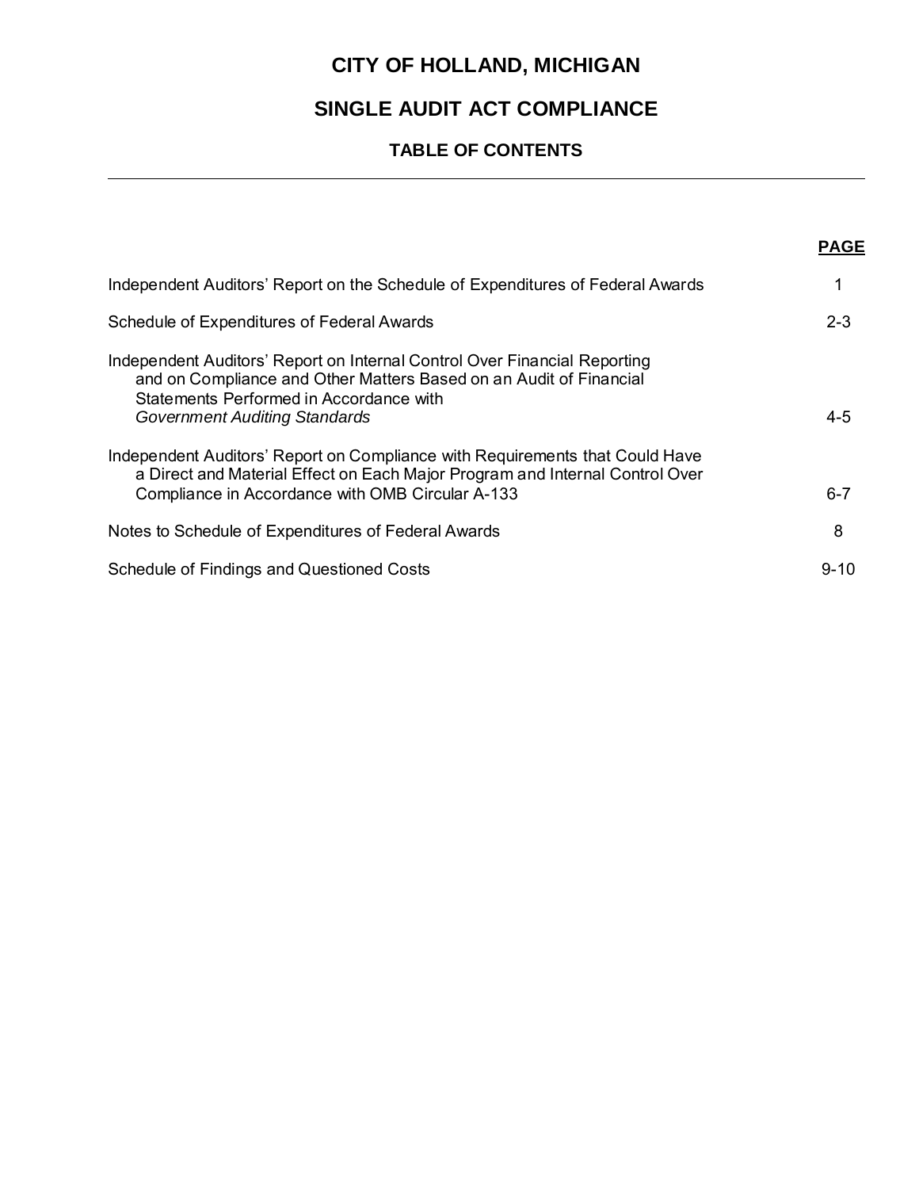# CITY OF HOLLAND, MICHIGAN

## SINGLE AUDIT ACT COMPLIANCE

### TABLE OF CONTENTS

| | PAGE |
|---|---|
| Independent Auditors' Report on the Schedule of Expenditures of Federal Awards | 1 |
| Schedule of Expenditures of Federal Awards | 2-3 |
| Independent Auditors' Report on Internal Control Over Financial Reporting and on Compliance and Other Matters Based on an Audit of Financial Statements Performed in Accordance with *Government Auditing Standards* | 4-5 |
| Independent Auditors' Report on Compliance with Requirements that Could Have a Direct and Material Effect on Each Major Program and Internal Control Over Compliance in Accordance with OMB Circular A-133 | 6-7 |
| Notes to Schedule of Expenditures of Federal Awards | 8 |
| Schedule of Findings and Questioned Costs | 9-10 |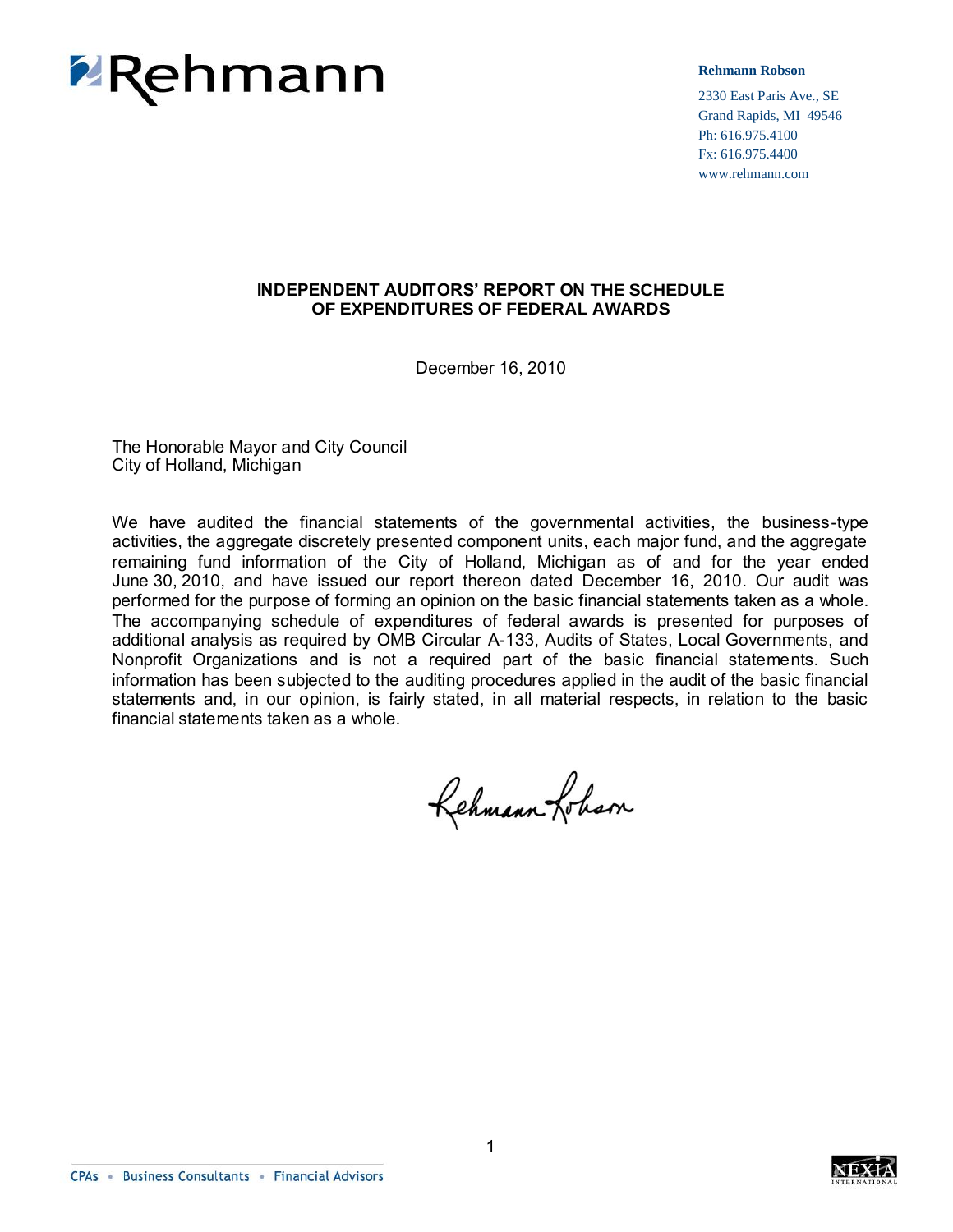Rehmann

**Rehmann Robson**

2330 East Paris Ave., SE
Grand Rapids, MI 49546
Ph: 616.975.4100
Fx: 616.975.4400
www.rehmann.com

## INDEPENDENT AUDITORS' REPORT ON THE SCHEDULE OF EXPENDITURES OF FEDERAL AWARDS

December 16, 2010

The Honorable Mayor and City Council
City of Holland, Michigan

We have audited the financial statements of the governmental activities, the business-type activities, the aggregate discretely presented component units, each major fund, and the aggregate remaining fund information of the City of Holland, Michigan as of and for the year ended June 30, 2010, and have issued our report thereon dated December 16, 2010. Our audit was performed for the purpose of forming an opinion on the basic financial statements taken as a whole. The accompanying schedule of expenditures of federal awards is presented for purposes of additional analysis as required by OMB Circular A-133, Audits of States, Local Governments, and Nonprofit Organizations and is not a required part of the basic financial statements. Such information has been subjected to the auditing procedures applied in the audit of the basic financial statements and, in our opinion, is fairly stated, in all material respects, in relation to the basic financial statements taken as a whole.

Rehmann Robson

CPAs • Business Consultants • Financial Advisors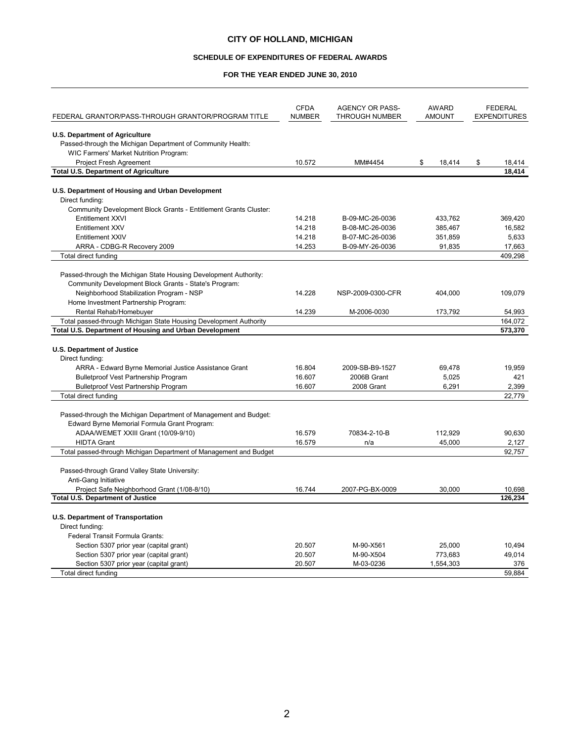# CITY OF HOLLAND, MICHIGAN

## SCHEDULE OF EXPENDITURES OF FEDERAL AWARDS

### FOR THE YEAR ENDED JUNE 30, 2010

| FEDERAL GRANTOR/PASS-THROUGH GRANTOR/PROGRAM TITLE | CFDA NUMBER | AGENCY OR PASS-THROUGH NUMBER | AWARD AMOUNT | FEDERAL EXPENDITURES |
|---|---|---|---|---|
| **U.S. Department of Agriculture** | | | | |
| Passed-through the Michigan Department of Community Health: | | | | |
| WIC Farmers' Market Nutrition Program: | | | | |
| Project Fresh Agreement | 10.572 | MM#4454 | $ 18,414 | $ 18,414 |
| **Total U.S. Department of Agriculture** | | | | **18,414** |
| **U.S. Department of Housing and Urban Development** | | | | |
| Direct funding: | | | | |
| Community Development Block Grants - Entitlement Grants Cluster: | | | | |
| Entitlement XXVI | 14.218 | B-09-MC-26-0036 | 433,762 | 369,420 |
| Entitlement XXV | 14.218 | B-08-MC-26-0036 | 385,467 | 16,582 |
| Entitlement XXIV | 14.218 | B-07-MC-26-0036 | 351,859 | 5,633 |
| ARRA - CDBG-R Recovery 2009 | 14.253 | B-09-MY-26-0036 | 91,835 | 17,663 |
| Total direct funding | | | | 409,298 |
| Passed-through the Michigan State Housing Development Authority: | | | | |
| Community Development Block Grants - State's Program: | | | | |
| Neighborhood Stabilization Program - NSP | 14.228 | NSP-2009-0300-CFR | 404,000 | 109,079 |
| Home Investment Partnership Program: | | | | |
| Rental Rehab/Homebuyer | 14.239 | M-2006-0030 | 173,792 | 54,993 |
| Total passed-through Michigan State Housing Development Authority | | | | 164,072 |
| **Total U.S. Department of Housing and Urban Development** | | | | **573,370** |
| **U.S. Department of Justice** | | | | |
| Direct funding: | | | | |
| ARRA - Edward Byrne Memorial Justice Assistance Grant | 16.804 | 2009-SB-B9-1527 | 69,478 | 19,959 |
| Bulletproof Vest Partnership Program | 16.607 | 2006B Grant | 5,025 | 421 |
| Bulletproof Vest Partnership Program | 16.607 | 2008 Grant | 6,291 | 2,399 |
| Total direct funding | | | | 22,779 |
| Passed-through the Michigan Department of Management and Budget: | | | | |
| Edward Byrne Memorial Formula Grant Program: | | | | |
| ADAA/WEMET XXIII Grant (10/09-9/10) | 16.579 | 70834-2-10-B | 112,929 | 90,630 |
| HIDTA Grant | 16.579 | n/a | 45,000 | 2,127 |
| Total passed-through Michigan Department of Management and Budget | | | | 92,757 |
| Passed-through Grand Valley State University: | | | | |
| Anti-Gang Initiative | | | | |
| Project Safe Neighborhood Grant (1/08-8/10) | 16.744 | 2007-PG-BX-0009 | 30,000 | 10,698 |
| **Total U.S. Department of Justice** | | | | **126,234** |
| **U.S. Department of Transportation** | | | | |
| Direct funding: | | | | |
| Federal Transit Formula Grants: | | | | |
| Section 5307 prior year (capital grant) | 20.507 | M-90-X561 | 25,000 | 10,494 |
| Section 5307 prior year (capital grant) | 20.507 | M-90-X504 | 773,683 | 49,014 |
| Section 5307 prior year (capital grant) | 20.507 | M-03-0236 | 1,554,303 | 376 |
| Total direct funding | | | | 59,884 |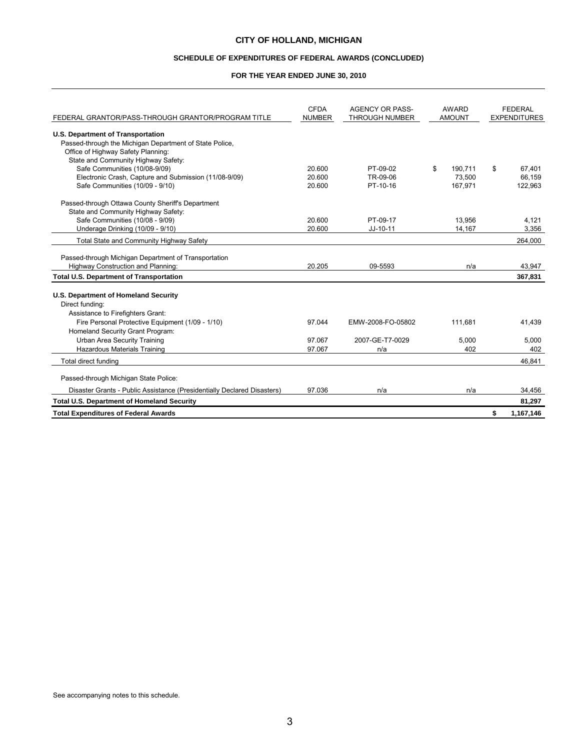# CITY OF HOLLAND, MICHIGAN

## SCHEDULE OF EXPENDITURES OF FEDERAL AWARDS (CONCLUDED)

### FOR THE YEAR ENDED JUNE 30, 2010

| FEDERAL GRANTOR/PASS-THROUGH GRANTOR/PROGRAM TITLE | CFDA NUMBER | AGENCY OR PASS-THROUGH NUMBER | AWARD AMOUNT | FEDERAL EXPENDITURES |
|---|---|---|---|---|
| **U.S. Department of Transportation** | | | | |
| Passed-through the Michigan Department of State Police, | | | | |
| Office of Highway Safety Planning: | | | | |
| State and Community Highway Safety: | | | | |
| Safe Communities (10/08-9/09) | 20.600 | PT-09-02 | $ 190,711 | $ 67,401 |
| Electronic Crash, Capture and Submission (11/08-9/09) | 20.600 | TR-09-06 | 73,500 | 66,159 |
| Safe Communities (10/09 - 9/10) | 20.600 | PT-10-16 | 167,971 | 122,963 |
| Passed-through Ottawa County Sheriff's Department | | | | |
| State and Community Highway Safety: | | | | |
| Safe Communities (10/08 - 9/09) | 20.600 | PT-09-17 | 13,956 | 4,121 |
| Underage Drinking (10/09 - 9/10) | 20.600 | JJ-10-11 | 14,167 | 3,356 |
| Total State and Community Highway Safety | | | | 264,000 |
| Passed-through Michigan Department of Transportation | | | | |
| Highway Construction and Planning: | 20.205 | 09-5593 | n/a | 43,947 |
| **Total U.S. Department of Transportation** | | | | **367,831** |
| **U.S. Department of Homeland Security** | | | | |
| Direct funding: | | | | |
| Assistance to Firefighters Grant: | | | | |
| Fire Personal Protective Equipment (1/09 - 1/10) | 97.044 | EMW-2008-FO-05802 | 111,681 | 41,439 |
| Homeland Security Grant Program: | | | | |
| Urban Area Security Training | 97.067 | 2007-GE-T7-0029 | 5,000 | 5,000 |
| Hazardous Materials Training | 97.067 | n/a | 402 | 402 |
| Total direct funding | | | | 46,841 |
| Passed-through Michigan State Police: | | | | |
| Disaster Grants - Public Assistance (Presidentially Declared Disasters) | 97.036 | n/a | n/a | 34,456 |
| **Total U.S. Department of Homeland Security** | | | | **81,297** |
| **Total Expenditures of Federal Awards** | | | | **$ 1,167,146** |

See accompanying notes to this schedule.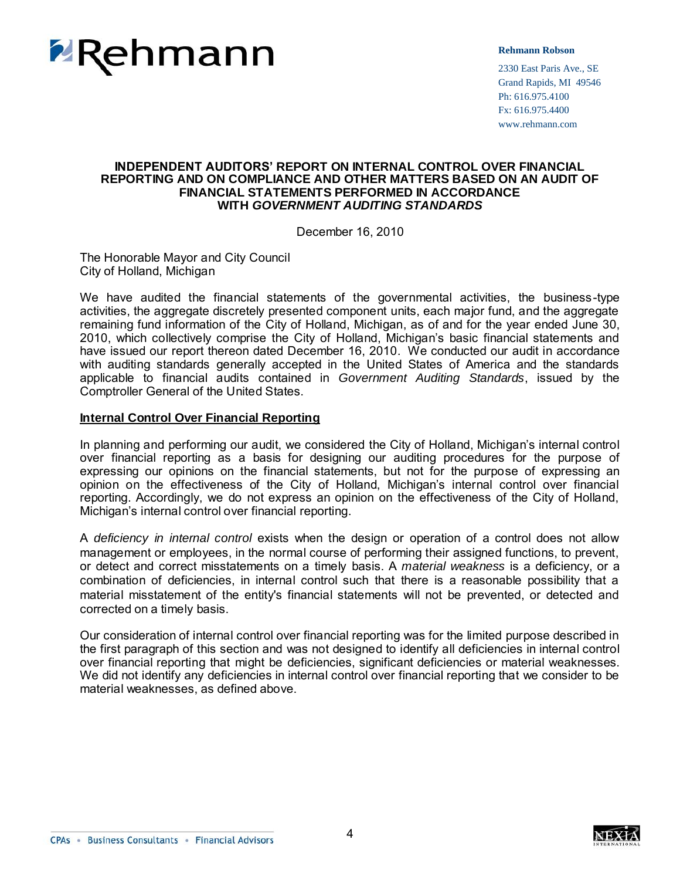Rehmann

**Rehmann Robson**

2330 East Paris Ave., SE
Grand Rapids, MI 49546
Ph: 616.975.4100
Fx: 616.975.4400
www.rehmann.com

## INDEPENDENT AUDITORS' REPORT ON INTERNAL CONTROL OVER FINANCIAL REPORTING AND ON COMPLIANCE AND OTHER MATTERS BASED ON AN AUDIT OF FINANCIAL STATEMENTS PERFORMED IN ACCORDANCE WITH *GOVERNMENT AUDITING STANDARDS*

December 16, 2010

The Honorable Mayor and City Council
City of Holland, Michigan

We have audited the financial statements of the governmental activities, the business-type activities, the aggregate discretely presented component units, each major fund, and the aggregate remaining fund information of the City of Holland, Michigan, as of and for the year ended June 30, 2010, which collectively comprise the City of Holland, Michigan's basic financial statements and have issued our report thereon dated December 16, 2010. We conducted our audit in accordance with auditing standards generally accepted in the United States of America and the standards applicable to financial audits contained in *Government Auditing Standards*, issued by the Comptroller General of the United States.

### Internal Control Over Financial Reporting

In planning and performing our audit, we considered the City of Holland, Michigan's internal control over financial reporting as a basis for designing our auditing procedures for the purpose of expressing our opinions on the financial statements, but not for the purpose of expressing an opinion on the effectiveness of the City of Holland, Michigan's internal control over financial reporting. Accordingly, we do not express an opinion on the effectiveness of the City of Holland, Michigan's internal control over financial reporting.

A *deficiency in internal control* exists when the design or operation of a control does not allow management or employees, in the normal course of performing their assigned functions, to prevent, or detect and correct misstatements on a timely basis. A *material weakness* is a deficiency, or a combination of deficiencies, in internal control such that there is a reasonable possibility that a material misstatement of the entity's financial statements will not be prevented, or detected and corrected on a timely basis.

Our consideration of internal control over financial reporting was for the limited purpose described in the first paragraph of this section and was not designed to identify all deficiencies in internal control over financial reporting that might be deficiencies, significant deficiencies or material weaknesses. We did not identify any deficiencies in internal control over financial reporting that we consider to be material weaknesses, as defined above.

CPAs • Business Consultants • Financial Advisors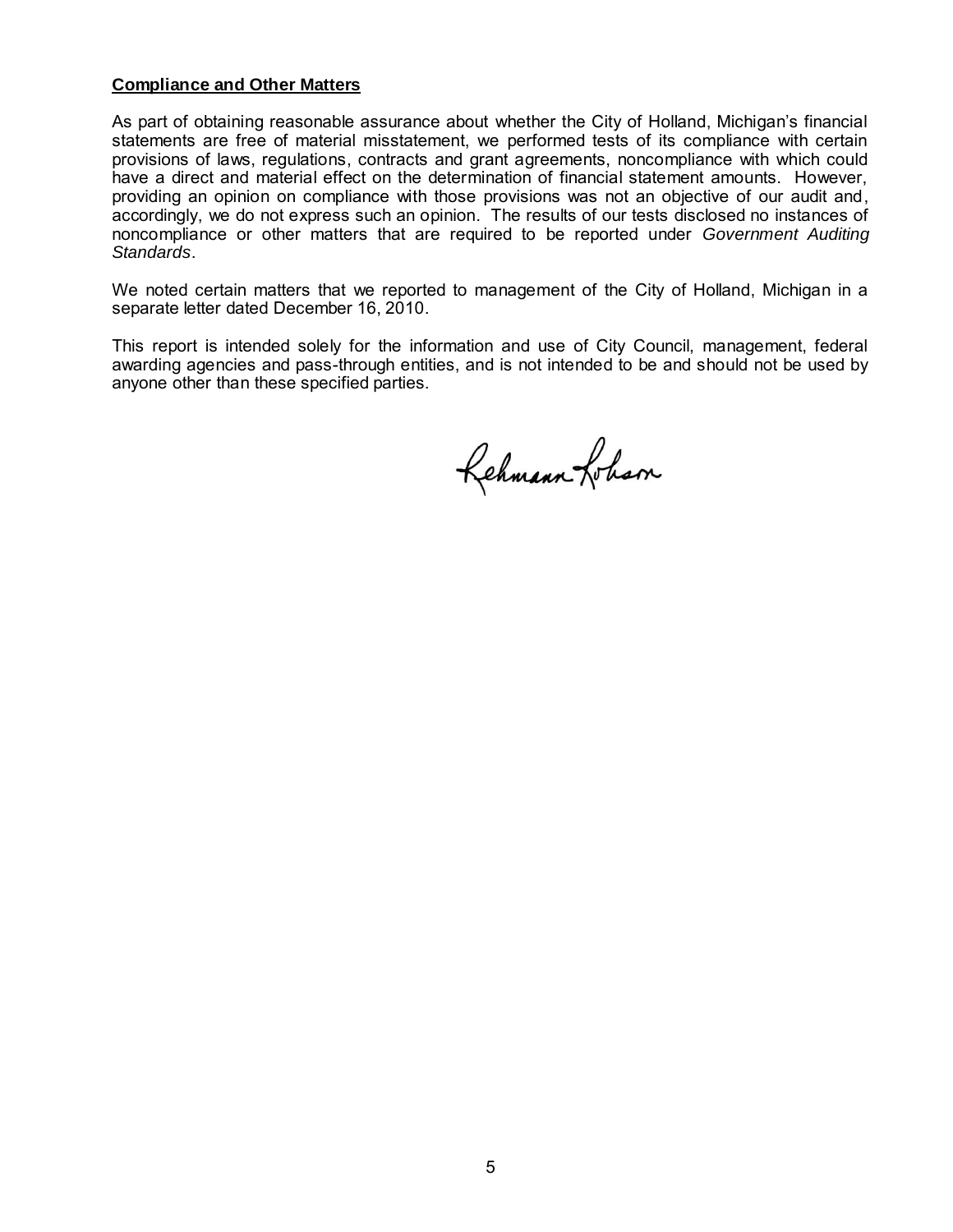**Compliance and Other Matters**

As part of obtaining reasonable assurance about whether the City of Holland, Michigan's financial statements are free of material misstatement, we performed tests of its compliance with certain provisions of laws, regulations, contracts and grant agreements, noncompliance with which could have a direct and material effect on the determination of financial statement amounts. However, providing an opinion on compliance with those provisions was not an objective of our audit and, accordingly, we do not express such an opinion. The results of our tests disclosed no instances of noncompliance or other matters that are required to be reported under *Government Auditing Standards*.

We noted certain matters that we reported to management of the City of Holland, Michigan in a separate letter dated December 16, 2010.

This report is intended solely for the information and use of City Council, management, federal awarding agencies and pass-through entities, and is not intended to be and should not be used by anyone other than these specified parties.

Rehmann Robson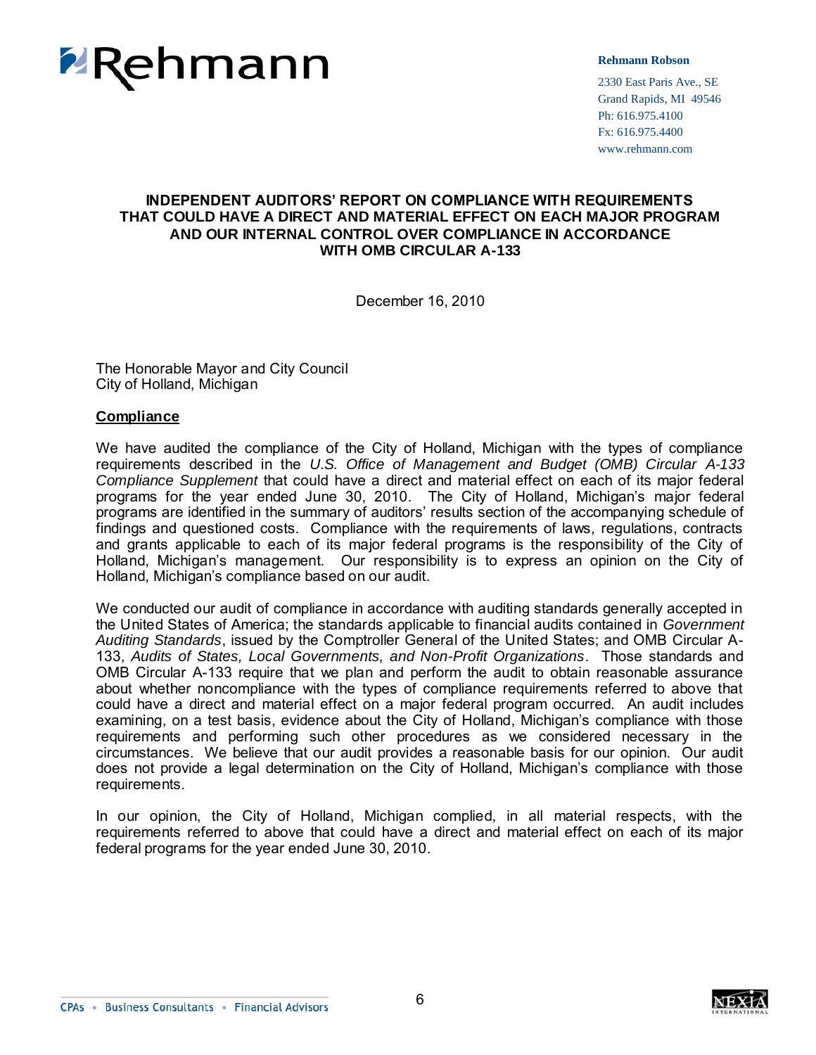Rehmann

**Rehmann Robson**

2330 East Paris Ave., SE
Grand Rapids, MI 49546
Ph: 616.975.4100
Fx: 616.975.4400
www.rehmann.com

## INDEPENDENT AUDITORS' REPORT ON COMPLIANCE WITH REQUIREMENTS THAT COULD HAVE A DIRECT AND MATERIAL EFFECT ON EACH MAJOR PROGRAM AND OUR INTERNAL CONTROL OVER COMPLIANCE IN ACCORDANCE WITH OMB CIRCULAR A-133

December 16, 2010

The Honorable Mayor and City Council
City of Holland, Michigan

**Compliance**

We have audited the compliance of the City of Holland, Michigan with the types of compliance requirements described in the *U.S. Office of Management and Budget (OMB) Circular A-133 Compliance Supplement* that could have a direct and material effect on each of its major federal programs for the year ended June 30, 2010. The City of Holland, Michigan's major federal programs are identified in the summary of auditors' results section of the accompanying schedule of findings and questioned costs. Compliance with the requirements of laws, regulations, contracts and grants applicable to each of its major federal programs is the responsibility of the City of Holland, Michigan's management. Our responsibility is to express an opinion on the City of Holland, Michigan's compliance based on our audit.

We conducted our audit of compliance in accordance with auditing standards generally accepted in the United States of America; the standards applicable to financial audits contained in *Government Auditing Standards*, issued by the Comptroller General of the United States; and OMB Circular A-133, *Audits of States, Local Governments, and Non-Profit Organizations*. Those standards and OMB Circular A-133 require that we plan and perform the audit to obtain reasonable assurance about whether noncompliance with the types of compliance requirements referred to above that could have a direct and material effect on a major federal program occurred. An audit includes examining, on a test basis, evidence about the City of Holland, Michigan's compliance with those requirements and performing such other procedures as we considered necessary in the circumstances. We believe that our audit provides a reasonable basis for our opinion. Our audit does not provide a legal determination on the City of Holland, Michigan's compliance with those requirements.

In our opinion, the City of Holland, Michigan complied, in all material respects, with the requirements referred to above that could have a direct and material effect on each of its major federal programs for the year ended June 30, 2010.

CPAs • Business Consultants • Financial Advisors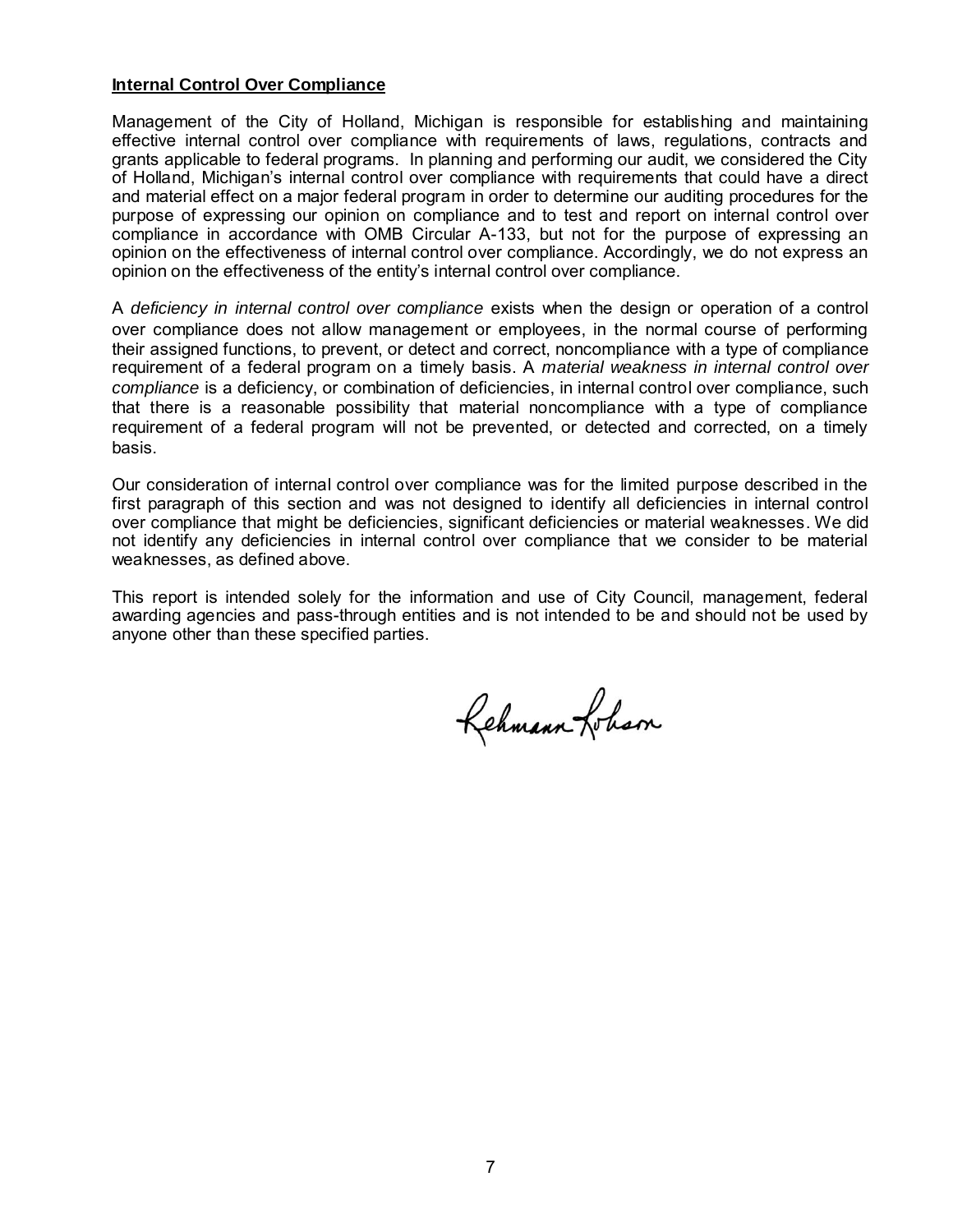**Internal Control Over Compliance**

Management of the City of Holland, Michigan is responsible for establishing and maintaining effective internal control over compliance with requirements of laws, regulations, contracts and grants applicable to federal programs. In planning and performing our audit, we considered the City of Holland, Michigan's internal control over compliance with requirements that could have a direct and material effect on a major federal program in order to determine our auditing procedures for the purpose of expressing our opinion on compliance and to test and report on internal control over compliance in accordance with OMB Circular A-133, but not for the purpose of expressing an opinion on the effectiveness of internal control over compliance. Accordingly, we do not express an opinion on the effectiveness of the entity's internal control over compliance.

A *deficiency in internal control over compliance* exists when the design or operation of a control over compliance does not allow management or employees, in the normal course of performing their assigned functions, to prevent, or detect and correct, noncompliance with a type of compliance requirement of a federal program on a timely basis. A *material weakness in internal control over compliance* is a deficiency, or combination of deficiencies, in internal control over compliance, such that there is a reasonable possibility that material noncompliance with a type of compliance requirement of a federal program will not be prevented, or detected and corrected, on a timely basis.

Our consideration of internal control over compliance was for the limited purpose described in the first paragraph of this section and was not designed to identify all deficiencies in internal control over compliance that might be deficiencies, significant deficiencies or material weaknesses. We did not identify any deficiencies in internal control over compliance that we consider to be material weaknesses, as defined above.

This report is intended solely for the information and use of City Council, management, federal awarding agencies and pass-through entities and is not intended to be and should not be used by anyone other than these specified parties.

Rehmann Robson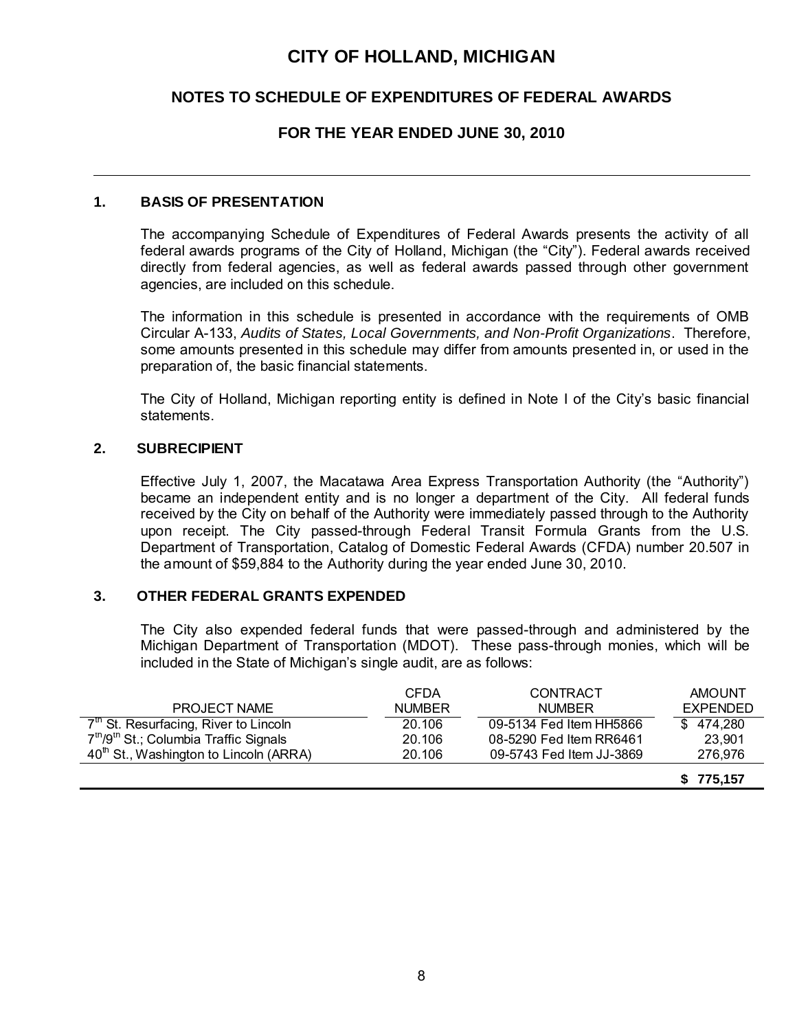# CITY OF HOLLAND, MICHIGAN

## NOTES TO SCHEDULE OF EXPENDITURES OF FEDERAL AWARDS

## FOR THE YEAR ENDED JUNE 30, 2010

### 1. BASIS OF PRESENTATION

The accompanying Schedule of Expenditures of Federal Awards presents the activity of all federal awards programs of the City of Holland, Michigan (the "City"). Federal awards received directly from federal agencies, as well as federal awards passed through other government agencies, are included on this schedule.

The information in this schedule is presented in accordance with the requirements of OMB Circular A-133, *Audits of States, Local Governments, and Non-Profit Organizations*. Therefore, some amounts presented in this schedule may differ from amounts presented in, or used in the preparation of, the basic financial statements.

The City of Holland, Michigan reporting entity is defined in Note I of the City's basic financial statements.

### 2. SUBRECIPIENT

Effective July 1, 2007, the Macatawa Area Express Transportation Authority (the "Authority") became an independent entity and is no longer a department of the City. All federal funds received by the City on behalf of the Authority were immediately passed through to the Authority upon receipt. The City passed-through Federal Transit Formula Grants from the U.S. Department of Transportation, Catalog of Domestic Federal Awards (CFDA) number 20.507 in the amount of $59,884 to the Authority during the year ended June 30, 2010.

### 3. OTHER FEDERAL GRANTS EXPENDED

The City also expended federal funds that were passed-through and administered by the Michigan Department of Transportation (MDOT). These pass-through monies, which will be included in the State of Michigan's single audit, are as follows:

| PROJECT NAME | CFDA NUMBER | CONTRACT NUMBER | AMOUNT EXPENDED |
|---|---|---|---|
| 7th St. Resurfacing, River to Lincoln | 20.106 | 09-5134 Fed Item HH5866 | $ 474,280 |
| 7th/9th St.; Columbia Traffic Signals | 20.106 | 08-5290 Fed Item RR6461 | 23,901 |
| 40th St., Washington to Lincoln (ARRA) | 20.106 | 09-5743 Fed Item JJ-3869 | 276,976 |
| | | | **$ 775,157** |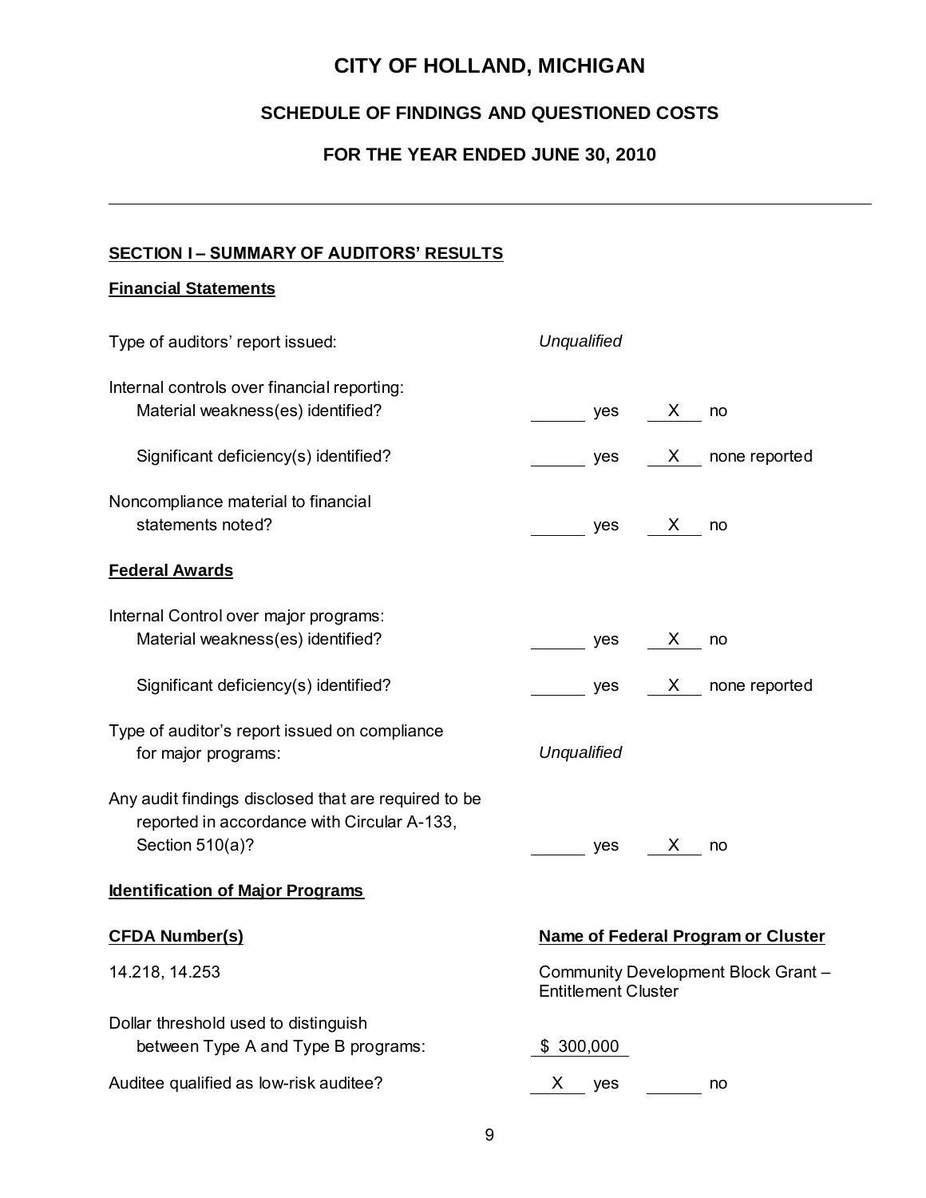# CITY OF HOLLAND, MICHIGAN

## SCHEDULE OF FINDINGS AND QUESTIONED COSTS

## FOR THE YEAR ENDED JUNE 30, 2010

---

**SECTION I – SUMMARY OF AUDITORS' RESULTS**

**Financial Statements**

Type of auditors' report issued: *Unqualified*

Internal controls over financial reporting:

| | | |
|---|---|---|
| Material weakness(es) identified? | ____ yes | X no |
| Significant deficiency(s) identified? | ____ yes | X none reported |
| Noncompliance material to financial statements noted? | ____ yes | X no |

**Federal Awards**

Internal Control over major programs:

| | | |
|---|---|---|
| Material weakness(es) identified? | ____ yes | X no |
| Significant deficiency(s) identified? | ____ yes | X none reported |

Type of auditor's report issued on compliance for major programs: *Unqualified*

| | | |
|---|---|---|
| Any audit findings disclosed that are required to be reported in accordance with Circular A-133, Section 510(a)? | ____ yes | X no |

**Identification of Major Programs**

| **CFDA Number(s)** | **Name of Federal Program or Cluster** |
|---|---|
| 14.218, 14.253 | Community Development Block Grant – Entitlement Cluster |

Dollar threshold used to distinguish between Type A and Type B programs: $ 300,000

| | | |
|---|---|---|
| Auditee qualified as low-risk auditee? | X yes | ____ no |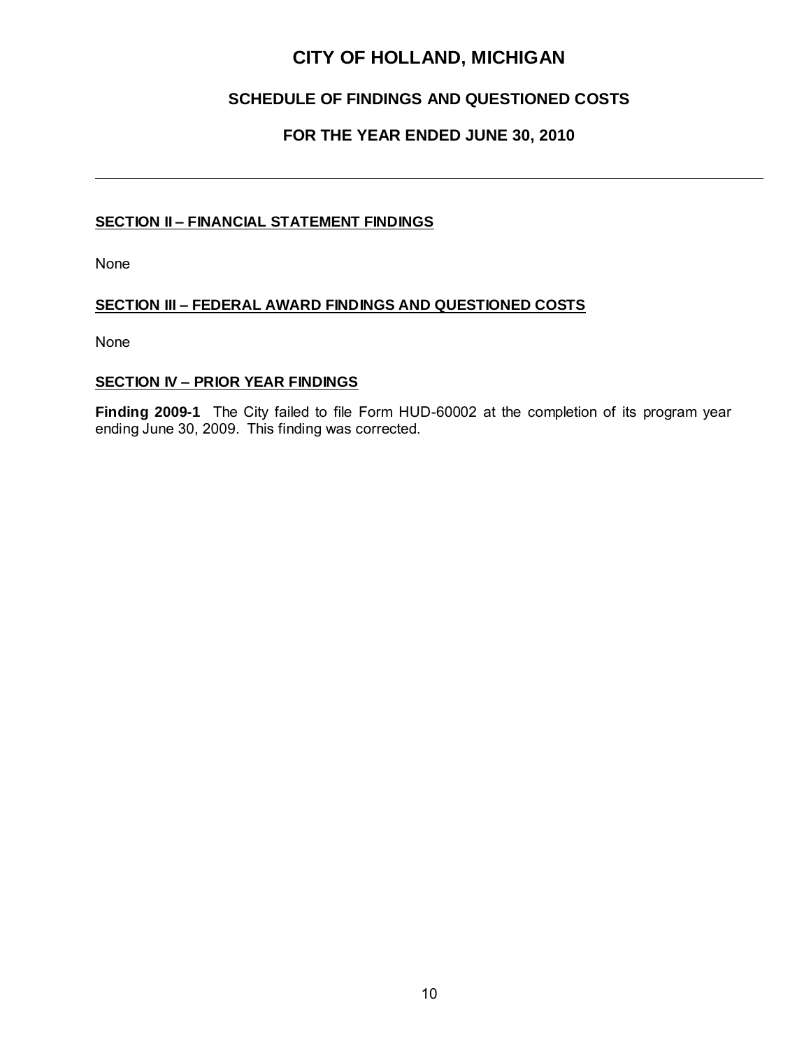# CITY OF HOLLAND, MICHIGAN

## SCHEDULE OF FINDINGS AND QUESTIONED COSTS

## FOR THE YEAR ENDED JUNE 30, 2010

---

**SECTION II – FINANCIAL STATEMENT FINDINGS**

None

**SECTION III – FEDERAL AWARD FINDINGS AND QUESTIONED COSTS**

None

**SECTION IV – PRIOR YEAR FINDINGS**

**Finding 2009-1** The City failed to file Form HUD-60002 at the completion of its program year ending June 30, 2009. This finding was corrected.